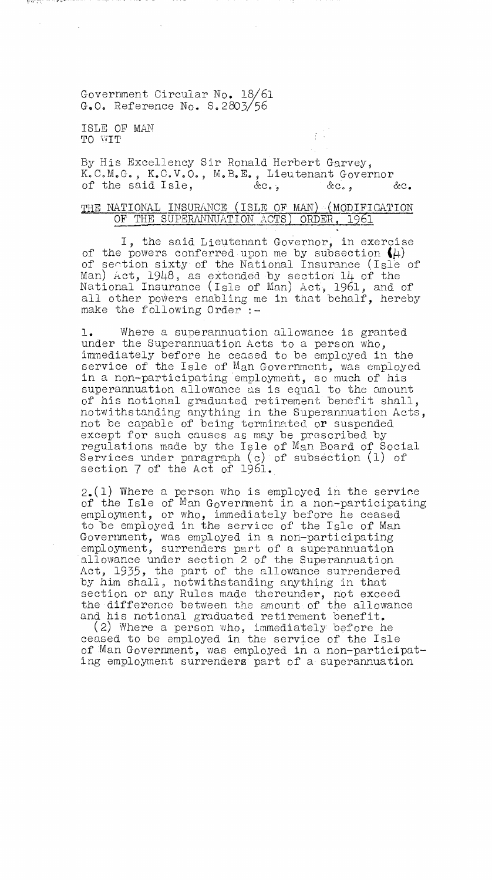Government Circular No. 18/61
G.O. Reference No. S.2803/56

ISLE OF MAN
TO WIT

By His Excellency Sir Ronald Herbert Garvey, K.C.M.G., K.C.V.O., M.B.E., Lieutenant Governor of the said Isle, &c., &c., &c.

## THE NATIONAL INSURANCE (ISLE OF MAN) (MODIFICATION OF THE SUPERANNUATION ACTS) ORDER, 1961

I, the said Lieutenant Governor, in exercise of the powers conferred upon me by subsection (4) of section sixty of the National Insurance (Isle of Man) Act, 1948, as extended by section 14 of the National Insurance (Isle of Man) Act, 1961, and of all other powers enabling me in that behalf, hereby make the following Order :-

1. Where a superannuation allowance is granted under the Superannuation Acts to a person who, immediately before he ceased to be employed in the service of the Isle of Man Government, was employed in a non-participating employment, so much of his superannuation allowance as is equal to the amount of his notional graduated retirement benefit shall, notwithstanding anything in the Superannuation Acts, not be capable of being terminated or suspended except for such causes as may be prescribed by regulations made by the Isle of Man Board of Social Services under paragraph (c) of subsection (1) of section 7 of the Act of 1961.

2.(1) Where a person who is employed in the service of the Isle of Man Government in a non-participating employment, or who, immediately before he ceased to be employed in the service of the Isle of Man Government, was employed in a non-participating employment, surrenders part of a superannuation allowance under section 2 of the Superannuation Act, 1935, the part of the allowance surrendered by him shall, notwithstanding anything in that section or any Rules made thereunder, not exceed the difference between the amount of the allowance and his notional graduated retirement benefit.

(2) Where a person who, immediately before he ceased to be employed in the service of the Isle of Man Government, was employed in a non-participating employment surrenders part of a superannuation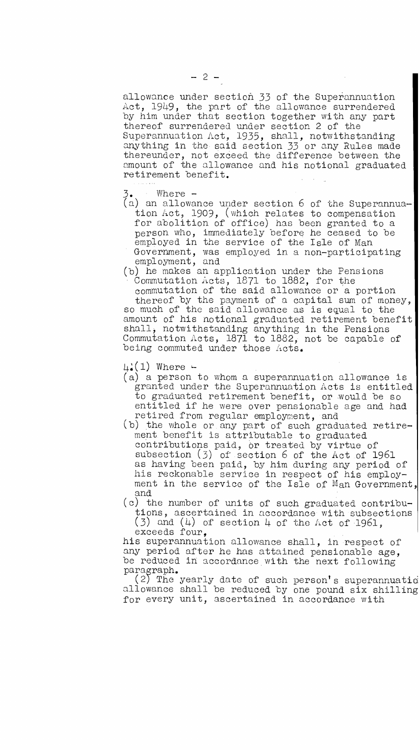allowance under section 33 of the Superannuation Act, 1949, the part of the allowance surrendered by him under that section together with any part thereof surrendered under section 2 of the Superannuation Act, 1935, shall, notwithstanding anything in the said section 33 or any Rules made thereunder, not exceed the difference between the amount of the allowance and his notional graduated retirement benefit.

3. Where -
(a) an allowance under section 6 of the Superannuation Act, 1909, (which relates to compensation for abolition of office) has been granted to a person who, immediately before he ceased to be employed in the service of the Isle of Man Government, was employed in a non-participating employment, and
(b) he makes an application under the Pensions Commutation Acts, 1871 to 1882, for the commutation of the said allowance or a portion thereof by the payment of a capital sum of money,

so much of the said allowance as is equal to the amount of his notional graduated retirement benefit shall, notwithstanding anything in the Pensions Commutation Acts, 1871 to 1882, not be capable of being commuted under those Acts.

4.(1) Where -
(a) a person to whom a superannuation allowance is granted under the Superannuation Acts is entitled to graduated retirement benefit, or would be so entitled if he were over pensionable age and had retired from regular employment, and
(b) the whole or any part of such graduated retirement benefit is attributable to graduated contributions paid, or treated by virtue of subsection (3) of section 6 of the Act of 1961 as having been paid, by him during any period of his reckonable service in respect of his employment in the service of the Isle of Man Government, and
(c) the number of units of such graduated contributions, ascertained in accordance with subsections (3) and (4) of section 4 of the Act of 1961, exceeds four,

his superannuation allowance shall, in respect of any period after he has attained pensionable age, be reduced in accordance with the next following paragraph.

(2) The yearly date of such person's superannuation allowance shall be reduced by one pound six shillings for every unit, ascertained in accordance with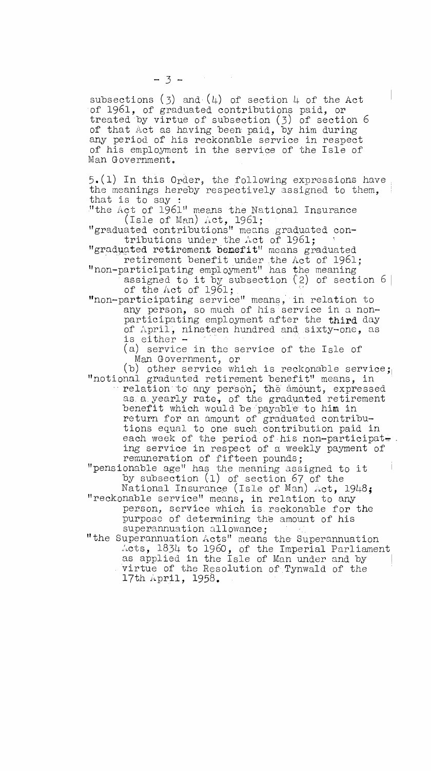subsections (3) and (4) of section 4 of the Act of 1961, of graduated contributions paid, or treated by virtue of subsection (3) of section 6 of that Act as having been paid, by him during any period of his reckonable service in respect of his employment in the service of the Isle of Man Government.

5.(1) In this Order, the following expressions have the meanings hereby respectively assigned to them, that is to say :

"the Act of 1961" means the National Insurance (Isle of Man) Act, 1961;

"graduated contributions" means graduated contributions under the Act of 1961;

"graduated retirement benefit" means graduated retirement benefit under the Act of 1961;

"non-participating employment" has the meaning assigned to it by subsection (2) of section 6 of the Act of 1961;

"non-participating service" means, in relation to any person, so much of his service in a non-participating employment after the third day of April, nineteen hundred and sixty-one, as is either -

(a) service in the service of the Isle of Man Government, or

(b) other service which is reckonable service;

"notional graduated retirement benefit" means, in relation to any person, the amount, expressed as a yearly rate, of the graduated retirement benefit which would be payable to him in return for an amount of graduated contributions equal to one such contribution paid in each week of the period of his non-participating service in respect of a weekly payment of remuneration of fifteen pounds;

"pensionable age" has the meaning assigned to it by subsection (1) of section 67 of the National Insurance (Isle of Man) Act, 1948;

"reckonable service" means, in relation to any person, service which is reckonable for the purpose of determining the amount of his superannuation allowance;

"the Superannuation Acts" means the Superannuation Acts, 1834 to 1960, of the Imperial Parliament as applied in the Isle of Man under and by virtue of the Resolution of Tynwald of the 17th April, 1958.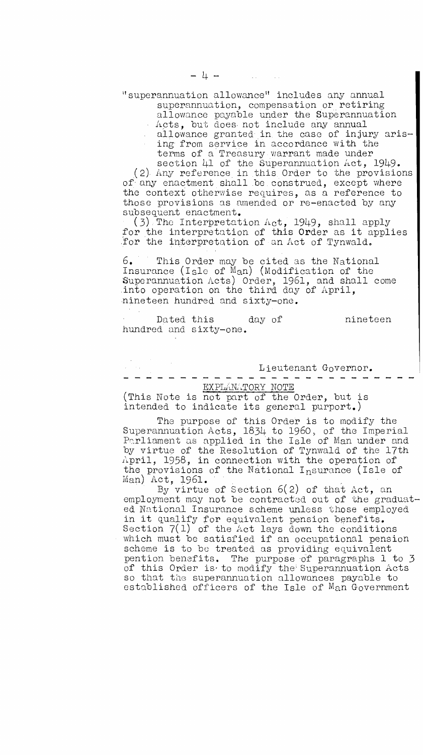"superannuation allowance" includes any annual superannuation, compensation or retiring allowance payable under the Superannuation Acts, but does not include any annual allowance granted in the case of injury arising from service in accordance with the terms of a Treasury warrant made under section 41 of the Superannuation Act, 1949.

(2) Any reference in this Order to the provisions of any enactment shall be construed, except where the context otherwise requires, as a reference to those provisions as amended or re-enacted by any subsequent enactment.

(3) The Interpretation Act, 1949, shall apply for the interpretation of this Order as it applies for the interpretation of an Act of Tynwald.

6. This Order may be cited as the National Insurance (Isle of Man) (Modification of the Superannuation Acts) Order, 1961, and shall come into operation on the third day of April, nineteen hundred and sixty-one.

Dated this day of nineteen hundred and sixty-one.

Lieutenant Governor.

---

EXPLANATORY NOTE

(This Note is not part of the Order, but is intended to indicate its general purport.)

The purpose of this Order is to modify the Superannuation Acts, 1834 to 1960, of the Imperial Parliament as applied in the Isle of Man under and by virtue of the Resolution of Tynwald of the 17th April, 1958, in connection with the operation of the provisions of the National Insurance (Isle of Man) Act, 1961.

By virtue of Section 6(2) of that Act, an employment may not be contracted out of the graduated National Insurance scheme unless those employed in it qualify for equivalent pension benefits. Section 7(1) of the Act lays down the conditions which must be satisfied if an occupational pension scheme is to be treated as providing equivalent pention benefits. The purpose of paragraphs 1 to 3 of this Order is to modify the Superannuation Acts so that the superannuation allowances payable to established officers of the Isle of Man Government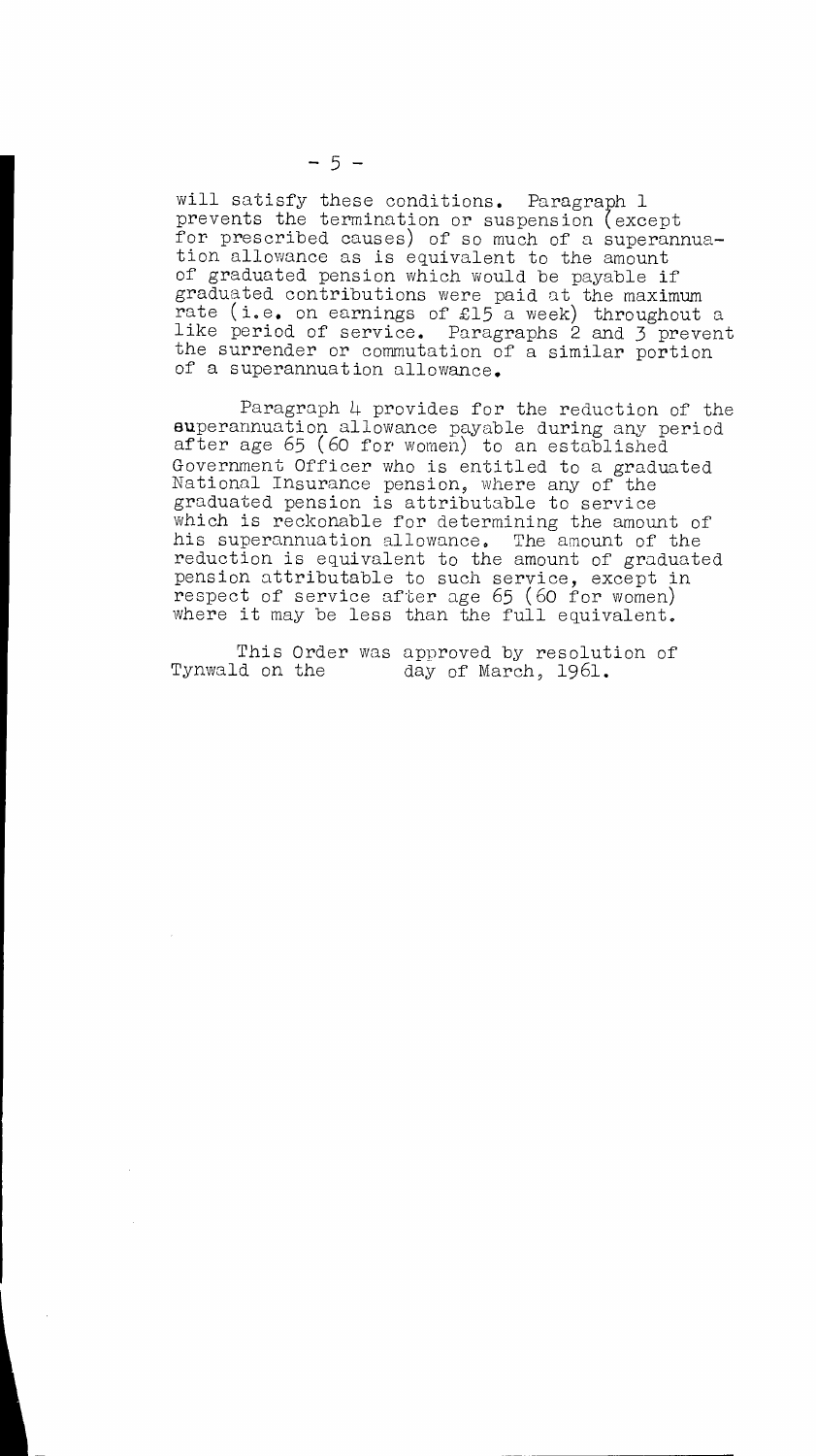will satisfy these conditions. Paragraph 1 prevents the termination or suspension (except for prescribed causes) of so much of a superannuation allowance as is equivalent to the amount of graduated pension which would be payable if graduated contributions were paid at the maximum rate (i.e. on earnings of £15 a week) throughout a like period of service. Paragraphs 2 and 3 prevent the surrender or commutation of a similar portion of a superannuation allowance.

Paragraph 4 provides for the reduction of the superannuation allowance payable during any period after age 65 (60 for women) to an established Government Officer who is entitled to a graduated National Insurance pension, where any of the graduated pension is attributable to service which is reckonable for determining the amount of his superannuation allowance. The amount of the reduction is equivalent to the amount of graduated pension attributable to such service, except in respect of service after age 65 (60 for women) where it may be less than the full equivalent.

This Order was approved by resolution of Tynwald on the day of March, 1961.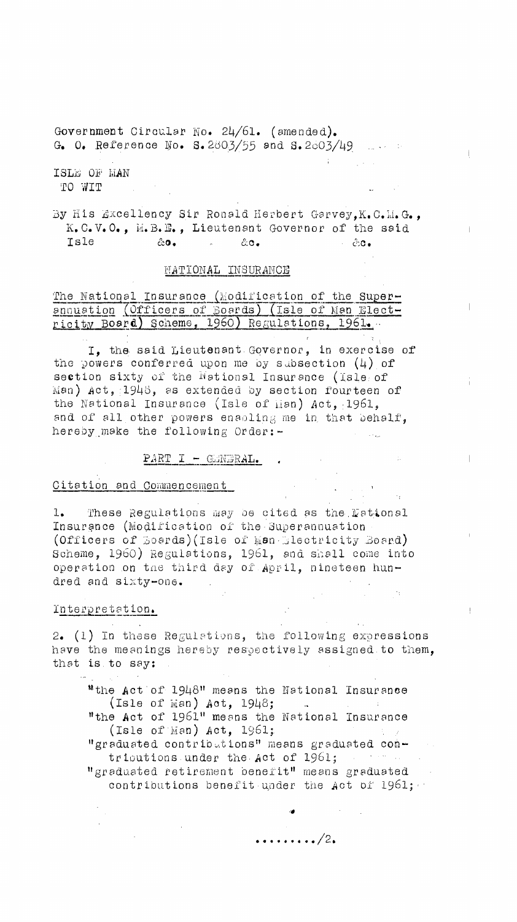Government Circular No. 24/61. (amended).
G. O. Reference No. S.2803/55 and S.2603/49

ISLE OF MAN
TO WIT

By His Excellency Sir Ronald Herbert Garvey, K.C.M.G., K.C.V.O., M.B.E., Lieutenant Governor of the said Isle &c. &c. &c.

## NATIONAL INSURANCE

**The National Insurance (Modification of the Superannuation (Officers of Boards) (Isle of Man Electricity Board) Scheme, 1960) Regulations, 1961.**

I, the said Lieutenant Governor, in exercise of the powers conferred upon me by subsection (4) of section sixty of the National Insurance (Isle of Man) Act, 1948, as extended by section fourteen of the National Insurance (Isle of Man) Act, 1961, and of all other powers enabling me in that behalf, hereby make the following Order:-

### PART I - GENERAL.

**Citation and Commencement**

1. These Regulations may be cited as the National Insurance (Modification of the Superannuation (Officers of Boards)(Isle of Man Electricity Board) Scheme, 1960) Regulations, 1961, and shall come into operation on the third day of April, nineteen hundred and sixty-one.

**Interpretation.**

2. (1) In these Regulations, the following expressions have the meanings hereby respectively assigned to them, that is to say:

"the Act of 1948" means the National Insurance (Isle of Man) Act, 1948;
"the Act of 1961" means the National Insurance (Isle of Man) Act, 1961;
"graduated contributions" means graduated contributions under the Act of 1961;
"graduated retirement benefit" means graduated contributions benefit under the Act of 1961;

........../2.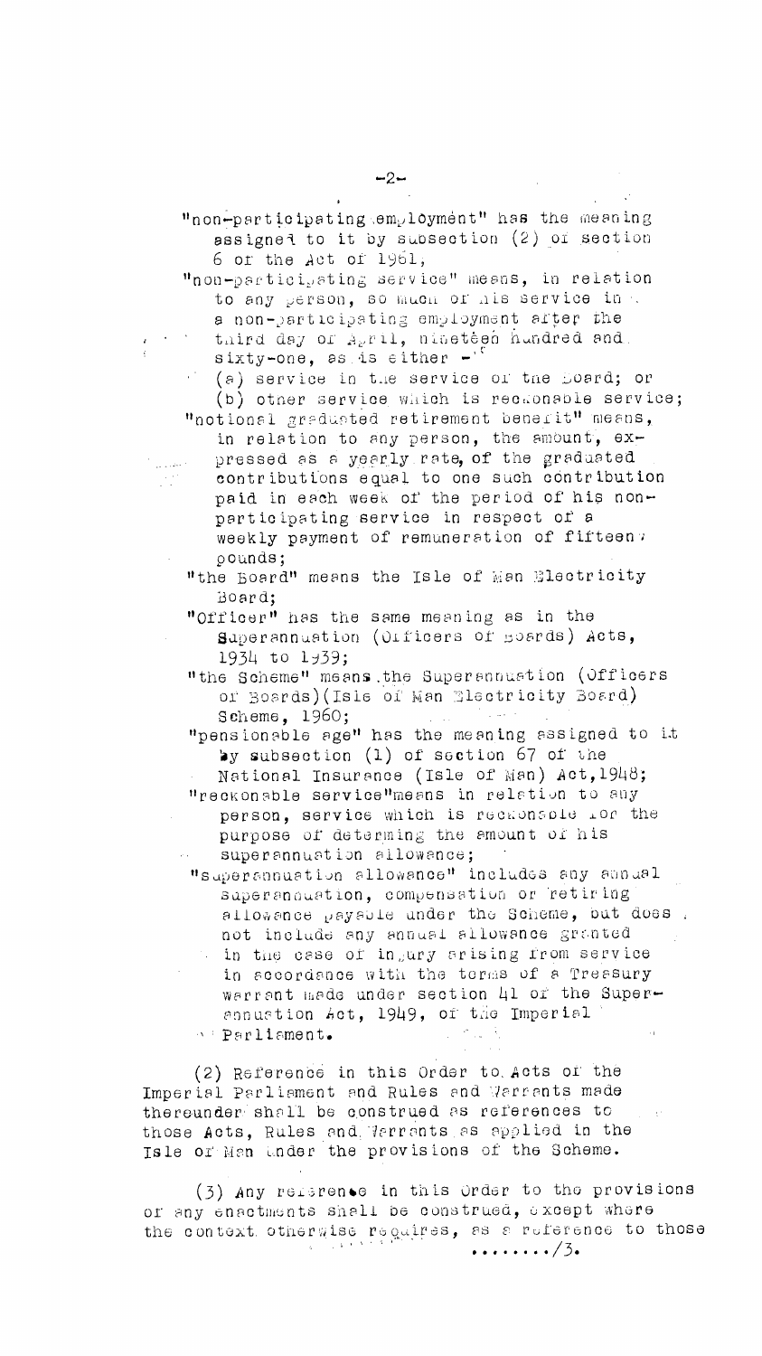"non-participating employment" has the meaning assigned to it by subsection (2) of section 6 of the Act of 1961,

"non-participating service" means, in relation to any person, so much of his service in a non-participating employment after the third day of April, nineteen hundred and sixty-one, as is either -

(a) service in the service of the Board; or

(b) other service which is reckonable service;

"notional graduated retirement benefit" means, in relation to any person, the amount, expressed as a yearly rate, of the graduated contributions equal to one such contribution paid in each week of the period of his non-participating service in respect of a weekly payment of remuneration of fifteen pounds;

"the Board" means the Isle of Man Electricity Board;

"Officer" has the same meaning as in the Superannuation (Officers of Boards) Acts, 1934 to 1939;

"the Scheme" means the Superannuation (Officers of Boards)(Isle of Man Electricity Board) Scheme, 1960;

"pensionable age" has the meaning assigned to it by subsection (1) of section 67 of the National Insurance (Isle of Man) Act, 1948;

"reckonable service" means in relation to any person, service which is reckonable for the purpose of determing the amount of his superannuation allowance;

"superannuation allowance" includes any annual superannuation, compensation or retiring allowance payable under the Scheme, but does not include any annual allowance granted in the case of injury arising from service in accordance with the terms of a Treasury warrant made under section 41 of the Superannuation Act, 1949, of the Imperial Parliament.

(2) Reference in this Order to Acts of the Imperial Parliament and Rules and Warrants made thereunder shall be construed as references to those Acts, Rules and Warrants as applied in the Isle of Man under the provisions of the Scheme.

(3) Any reference in this Order to the provisions of any enactments shall be construed, except where the context otherwise requires, as a reference to those

......../3.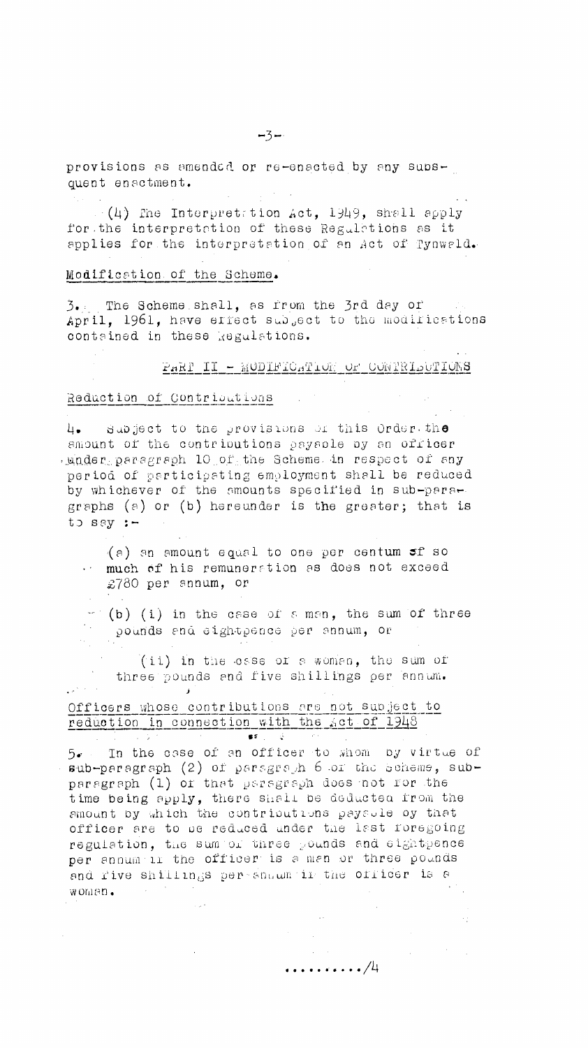provisions as amended or re-enacted by any subsequent enactment.

(4) The Interpretation Act, 1949, shall apply for the interpretation of these Regulations as it applies for the interpretation of an Act of Tynwald.

## Modification of the Scheme.

3. The Scheme shall, as from the 3rd day of April, 1961, have effect subject to the modifications contained in these Regulations.

## PART II - MODIFICATION OF CONTRIBUTIONS

### Reduction of Contributions

4. Subject to the provisions of this Order the amount of the contributions payable by an officer under paragraph 10 of the Scheme in respect of any period of participating employment shall be reduced by whichever of the amounts specified in sub-paragraphs (a) or (b) hereunder is the greater; that is to say :-

(a) an amount equal to one per centum of so much of his remuneration as does not exceed £780 per annum, or

(b) (i) in the case of a man, the sum of three pounds and eightpence per annum, or

(ii) in the case of a woman, the sum of three pounds and five shillings per annum.

### Officers whose contributions are not subject to reduction in connection with the Act of 1948

5. In the case of an officer to whom by virtue of sub-paragraph (2) of paragraph 6 of the Scheme, sub-paragraph (1) of that paragraph does not for the time being apply, there shall be deducted from the amount by which the contributions payable by that officer are to be reduced under the last foregoing regulation, the sum of three pounds and eightpence per annum if the officer is a man or three pounds and five shillings per annum if the officer is a woman.

........../4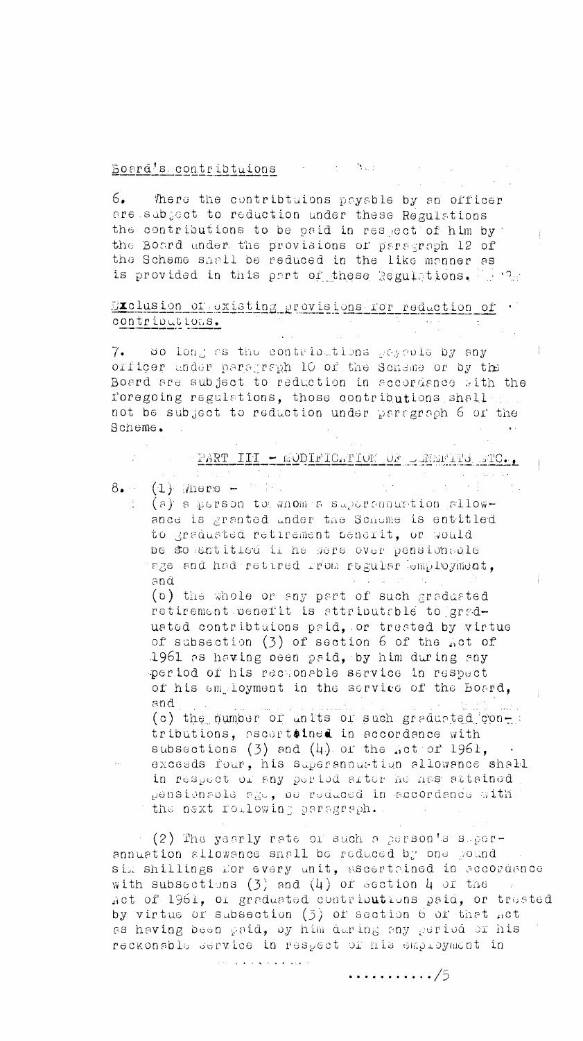Board's contribtuions

6. Where the contribtuions payable by an officer are subject to reduction under these Regulations the contributions to be paid in respect of him by the Board under the provisions of paragraph 12 of the Scheme shall be reduced in the like manner as is provided in this part of these Regulations.

Exclusion of existing provisions for reduction of contributions.

7. So long as the contributions payable by any officer under paragraph 10 of the Scheme or by the Board are subject to reduction in accordance with the foregoing regulations, those contributions shall not be subject to reduction under paragraph 6 of the Scheme.

## PART III - MODIFICATION OF BENEFITS ETC.,

8. (1) Where -

(a) a person to whom a superannuation allowance is granted under the Scheme is entitled to graduated retirement benefit, or would be so entitled if he were over pensionable age and had retired from regular employment, and

(b) the whole or any part of such graduated retirement benefit is attributable to graduated contribtuions paid, or treated by virtue of subsection (3) of section 6 of the Act of 1961 as having been paid, by him during any period of his reckonable service in respect of his employment in the service of the Board, and

(c) the number of units of such graduated contributions, ascertained in accordance with subsections (3) and (4) of the Act of 1961, exceeds four, his superannuation allowance shall in respect of any period after he has attained pensionable age, be reduced in accordance with the next following paragraph.

(2) The yearly rate of such a person's superannuation allowance shall be reduced by one pound six shillings for every unit, ascertained in accordance with subsections (3) and (4) of section 4 of the Act of 1961, of graduated contributions paid, or treated by virtue of subsection (3) of section 6 of that Act as having been paid, by him during any period of his reckonable service in respect of his employment in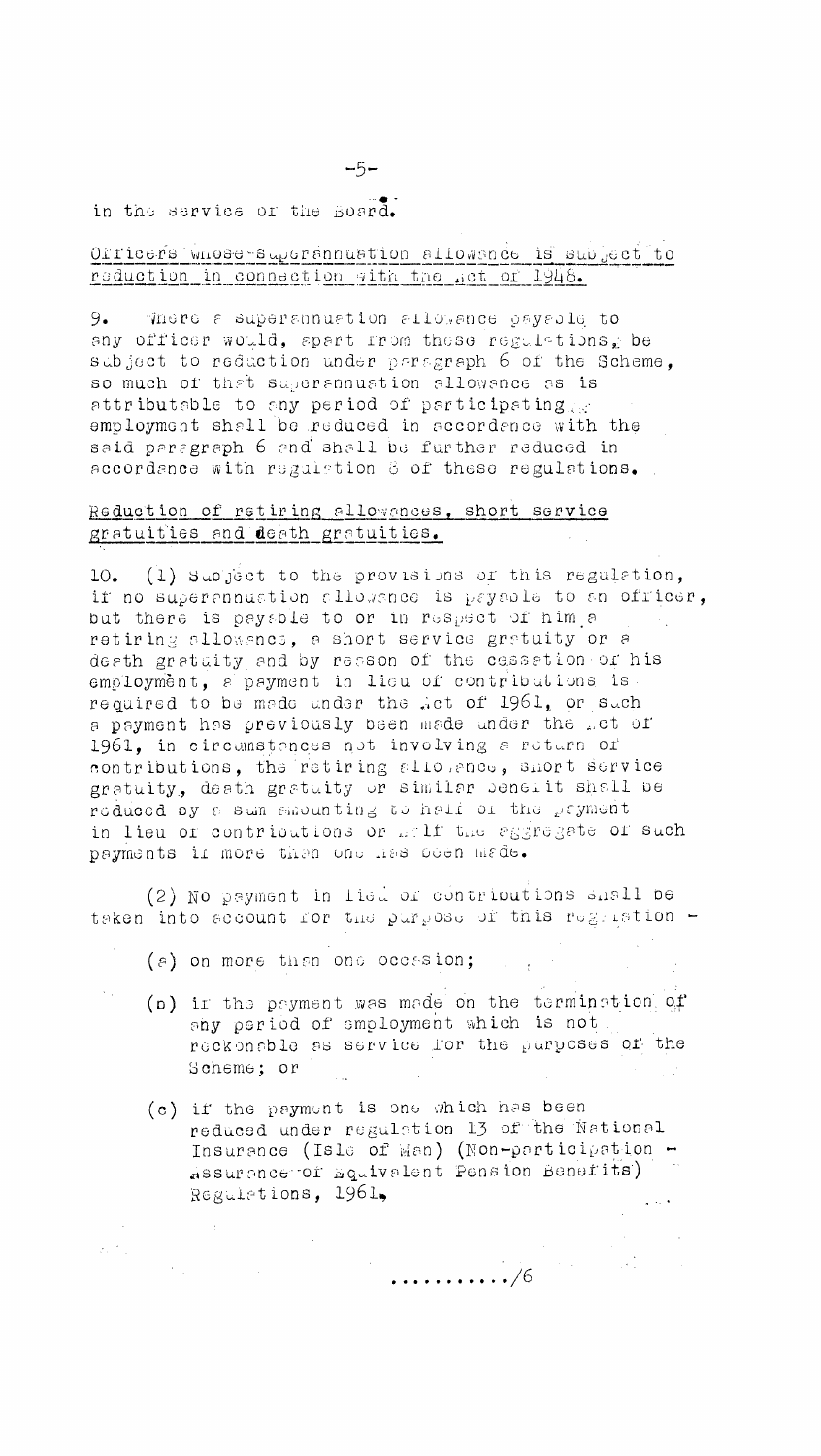in the service of the Board.

Officers whose superannuation allowance is subject to reduction in connection with the Act of 1948.

9. Where a superannuation allowance payable to any officer would, apart from these regulations, be subject to reduction under paragraph 6 of the Scheme, so much of that superannuation allowance as is attributable to any period of participating employment shall be reduced in accordance with the said paragraph 6 and shall be further reduced in accordance with regulation 8 of these regulations.

Reduction of retiring allowances, short service gratuities and death gratuities.

10. (1) Subject to the provisions of this regulation, if no superannuation allowance is payable to an officer, but there is payable to or in respect of him a retiring allowance, a short service gratuity or a death gratuity and by reason of the cessation of his employment, a payment in lieu of contributions is required to be made under the Act of 1961, or such a payment has previously been made under the Act of 1961, in circumstances not involving a return of contributions, the retiring allowance, short service gratuity, death gratuity or similar benefit shall be reduced by a sum amounting to half of the payment in lieu of contributions or half the aggregate of such payments if more than one has been made.

(2) No payment in lieu of contributions shall be taken into account for the purpose of this regulation -

(a) on more than one occasion;

(b) if the payment was made on the termination of any period of employment which is not reckonable as service for the purposes of the Scheme; or

(c) if the payment is one which has been reduced under regulation 13 of the National Insurance (Isle of Man) (Non-participation - Assurance of Equivalent Pension Benefits) Regulations, 1961.

............/6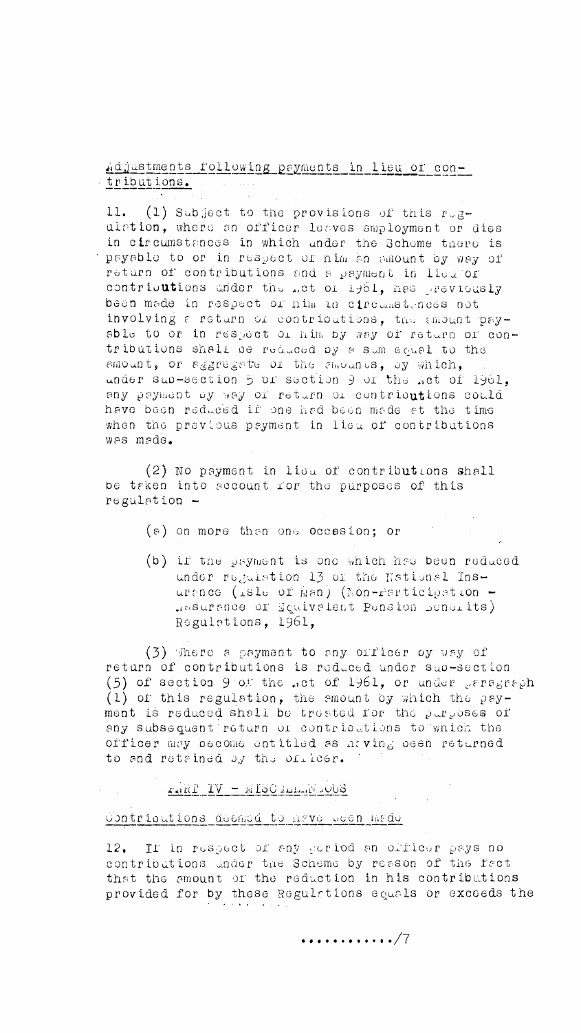Adjustments following payments in lieu of contributions.

11. (1) Subject to the provisions of this regulation, where an officer leaves employment or dies in circumstances in which under the Scheme there is payable to or in respect of him an amount by way of return of contributions and a payment in lieu of contributions under the Act of 1961, has previously been made in respect of him in circumstances not involving a return of contributions, the amount payable to or in respect of him by way of return of contributions shall be reduced by a sum equal to the amount, or aggregate of the amounts, by which, under sub-section 5 of section 9 of the Act of 1961, any payment by way of return of contributions could have been reduced if one had been made at the time when the previous payment in lieu of contributions was made.

(2) No payment in lieu of contributions shall be taken into account for the purposes of this regulation -

(a) on more than one occasion; or

(b) if the payment is one which has been reduced under regulation 13 of the National Insurance (Isle of Man) (Non-Participation - Assurance of Equivalent Pension Benefits) Regulations, 1961,

(3) Where a payment to any officer by way of return of contributions is reduced under sub-section (5) of section 9 of the Act of 1961, or under paragraph (1) of this regulation, the amount by which the payment is reduced shall be treated for the purposes of any subsequent return of contributions to which the officer may become entitled as having been returned to and retained by the officer.

PART IV - MISCELLANEOUS

Contributions deemed to have been made

12. If in respect of any period an officer pays no contributions under the Scheme by reason of the fact that the amount of the reduction in his contributions provided for by these Regulations equals or exceeds the

............/7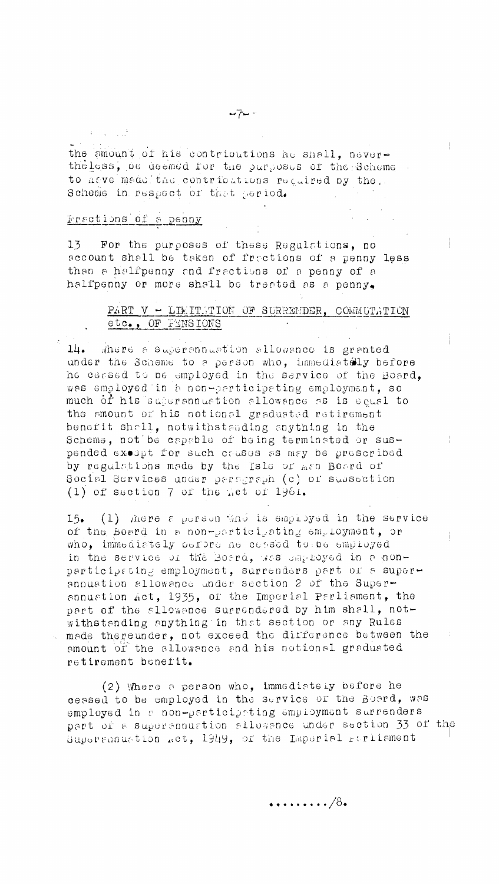the amount of his contributions he shall, nevertheless, be deemed for the purposes of the Scheme to have made the contributions required by the Scheme in respect of that period.

Fractions of a penny

13 For the purposes of these Regulations, no account shall be taken of fractions of a penny less than a halfpenny and fractions of a penny of a halfpenny or more shall be treated as a penny.

## PART V - LIMITATION OF SURRENDER, COMMUTATION etc., OF PENSIONS

14. Where a superannuation allowance is granted under the Scheme to a person who, immediately before he ceased to be employed in the service of the Board, was employed in a non-participating employment, so much of his superannuation allowance as is equal to the amount of his notional graduated retirement benefit shall, notwithstanding anything in the Scheme, not be capable of being terminated or suspended except for such causes as may be prescribed by regulations made by the Isle of Man Board of Social Services under paragraph (c) of subsection (1) of section 7 of the Act of 1961.

15. (1) Where a person who is employed in the service of the Board in a non-participating employment, or who, immediately before he ceased to be employed in the service of the Board, was employed in a non-participating employment, surrenders part of a superannuation allowance under section 2 of the Superannuation Act, 1935, of the Imperial Parliament, the part of the allowance surrendered by him shall, notwithstanding anything in that section or any Rules made thereunder, not exceed the difference between the amount of the allowance and his notional graduated retirement benefit.

(2) Where a person who, immediately before he ceased to be employed in the service of the Board, was employed in a non-participating employment surrenders part of a superannuation allowance under section 33 of the Superannuation Act, 1949, of the Imperial Parliament

........./8.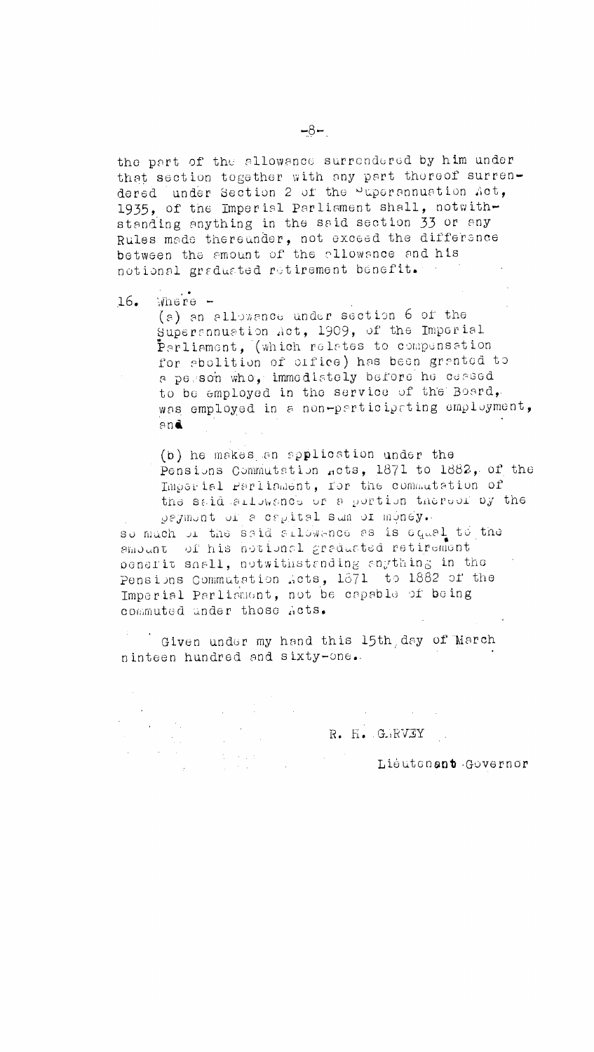the part of the allowance surrendered by him under that section together with any part thereof surrendered under Section 2 of the Superannuation Act, 1935, of the Imperial Parliament shall, notwithstanding anything in the said section 33 or any Rules made thereunder, not exceed the difference between the amount of the allowance and his notional graduated retirement benefit.

16. Where -

(a) an allowance under section 6 of the Superannuation Act, 1909, of the Imperial Parliament, (which relates to compensation for abolition of office) has been granted to a person who, immediately before he ceased to be employed in the service of the Board, was employed in a non-participating employment, and

(b) he makes an application under the Pensions Commutation Acts, 1871 to 1882, of the Imperial Parliament, for the commutation of the said allowance or a portion thereof by the payment of a capital sum of money.

so much of the said allowance as is equal to the amount of his notional graduated retirement benefit shall, notwithstanding anything in the Pensions Commutation Acts, 1871 to 1882 of the Imperial Parliament, not be capable of being commuted under those Acts.

Given under my hand this 15th day of March nineteen hundred and sixty-one.

R. H. GARVEY

Lieutenant Governor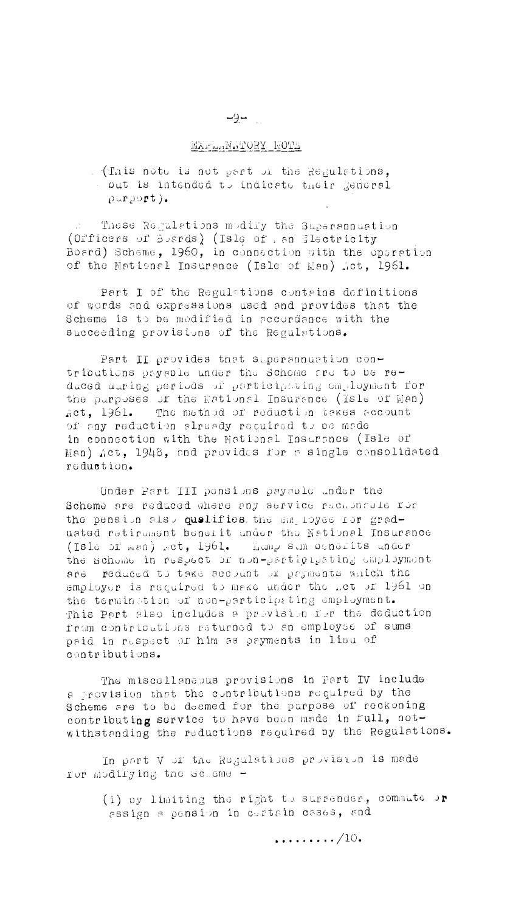## EXPLANATORY NOTE

(This note is not part of the Regulations, but is intended to indicate their general purport).

These Regulations modify the Superannuation (Officers of Boards) (Isle of Man Electricity Board) Scheme, 1960, in connection with the operation of the National Insurance (Isle of Man) Act, 1961.

Part I of the Regulations contains definitions of words and expressions used and provides that the Scheme is to be modified in accordance with the succeeding provisions of the Regulations.

Part II provides that superannuation contributions payable under the Scheme are to be reduced during periods of participating employment for the purposes of the National Insurance (Isle of Man) Act, 1961. The method of reduction takes account of any reduction already required to be made in connection with the National Insurance (Isle of Man) Act, 1948, and provides for a single consolidated reduction.

Under Part III pensions payable under the Scheme are reduced where any service reckonable for the pension also qualifies the employee for graduated retirement benefit under the National Insurance (Isle of Man) Act, 1961. Lump sum benefits under the Scheme in respect of non-participating employment are reduced to take account of payments which the employer is required to make under the Act of 1961 on the termination of non-participating employment. This Part also includes a provision for the deduction from contributions returned to an employee of sums paid in respect of him as payments in lieu of contributions.

The miscellaneous provisions in Part IV include a provision that the contributions required by the Scheme are to be deemed for the purpose of reckoning contributing service to have been made in full, notwithstanding the reductions required by the Regulations.

In part V of the Regulations provision is made for modifying the Scheme -

(i) by limiting the right to surrender, commute or assign a pension in certain cases, and

........./10.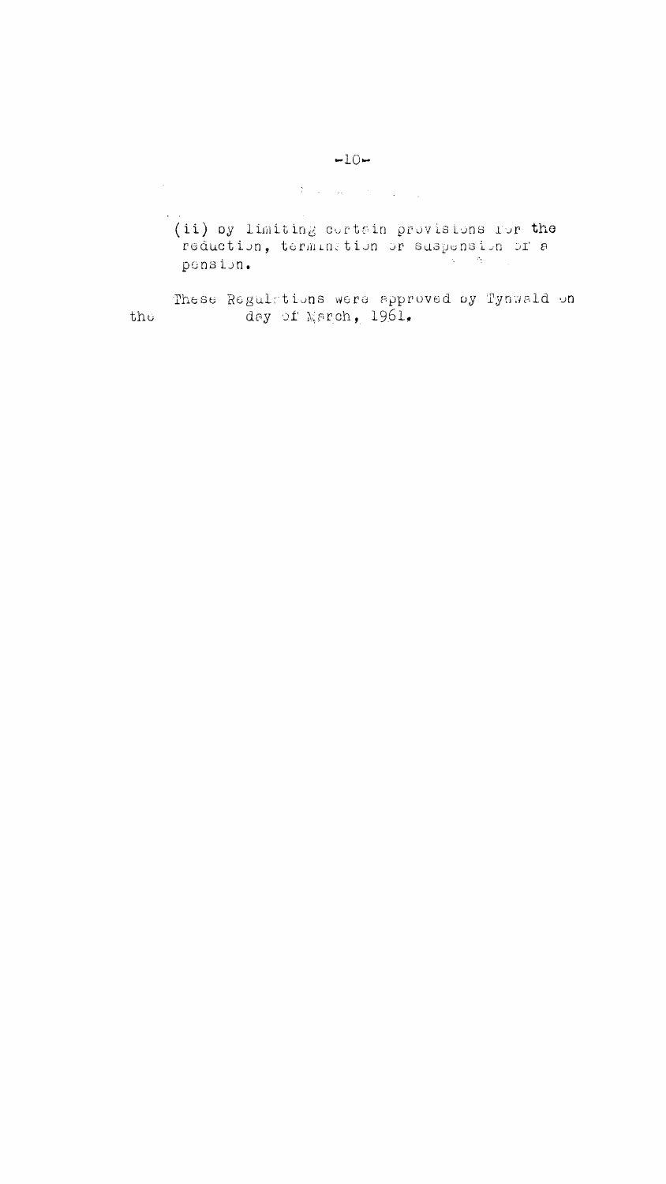(ii) by limiting certain provisions for the reduction, termination or suspension of a pension.

These Regulations were approved by Tynwald on the day of March, 1961.